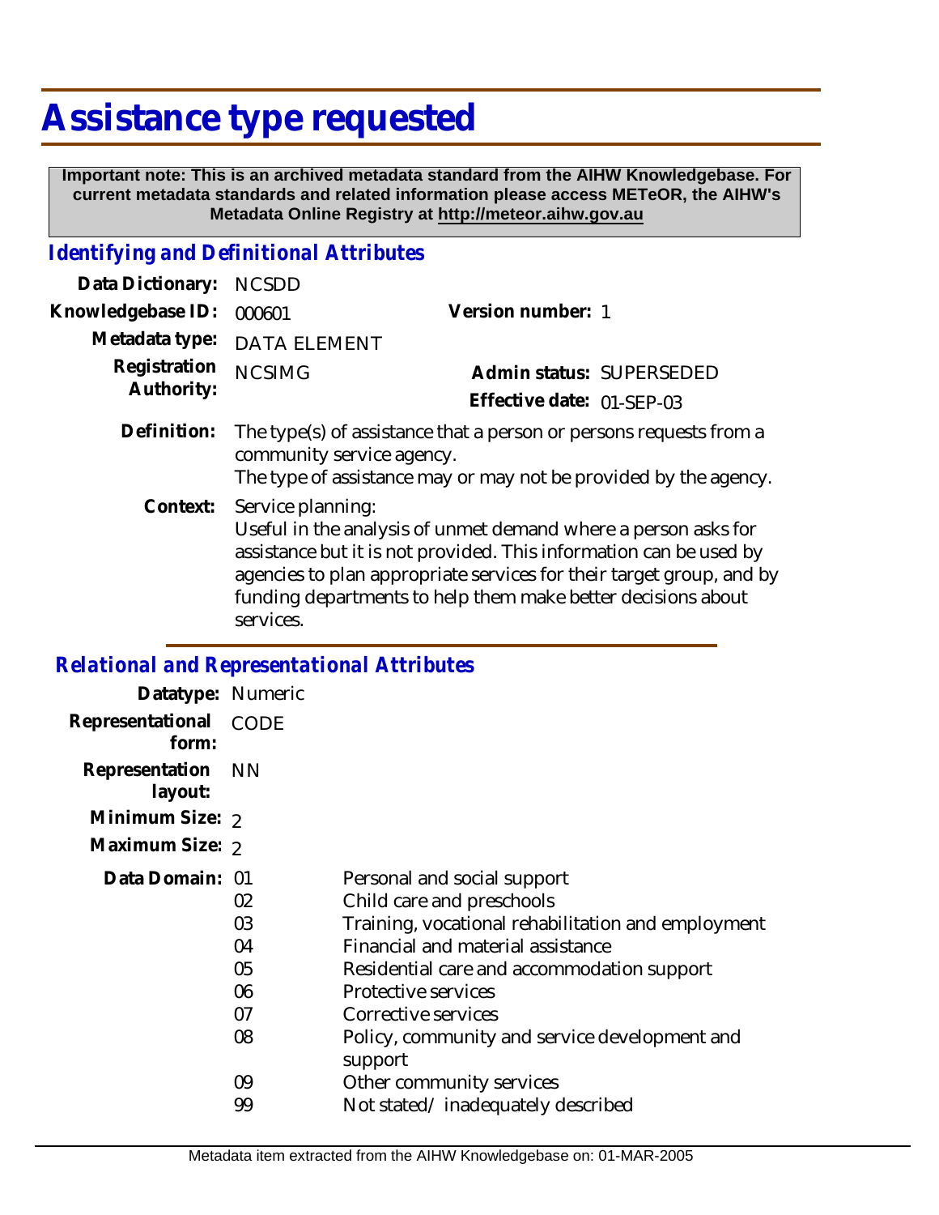# Assistance type requested

**Important note: This is an archived metadata standard from the AIHW Knowledgebase. For current metadata standards and related information please access METeOR, the AIHW's Metadata Online Registry at http://meteor.aihw.gov.au**

## *Identifying and Definitional Attributes*

**Data Dictionary:** NCSDD

**Knowledgebase ID:** 000601 **Version number:** 1

**Metadata type:** DATA ELEMENT

**Registration Authority:** NCSIMG **Admin status:** SUPERSEDED

**Effective date:** 01-SEP-03

**Definition:** The type(s) of assistance that a person or persons requests from a community service agency.
The type of assistance may or may not be provided by the agency.

**Context:** Service planning:
Useful in the analysis of unmet demand where a person asks for assistance but it is not provided. This information can be used by agencies to plan appropriate services for their target group, and by funding departments to help them make better decisions about services.

## *Relational and Representational Attributes*

**Datatype:** Numeric

**Representational form:** CODE

**Representation layout:** NN

**Minimum Size:** 2

**Maximum Size:** 2

**Data Domain:**

| Code | Description |
|---|---|
| 01 | Personal and social support |
| 02 | Child care and preschools |
| 03 | Training, vocational rehabilitation and employment |
| 04 | Financial and material assistance |
| 05 | Residential care and accommodation support |
| 06 | Protective services |
| 07 | Corrective services |
| 08 | Policy, community and service development and support |
| 09 | Other community services |
| 99 | Not stated/ inadequately described |

Metadata item extracted from the AIHW Knowledgebase on: 01-MAR-2005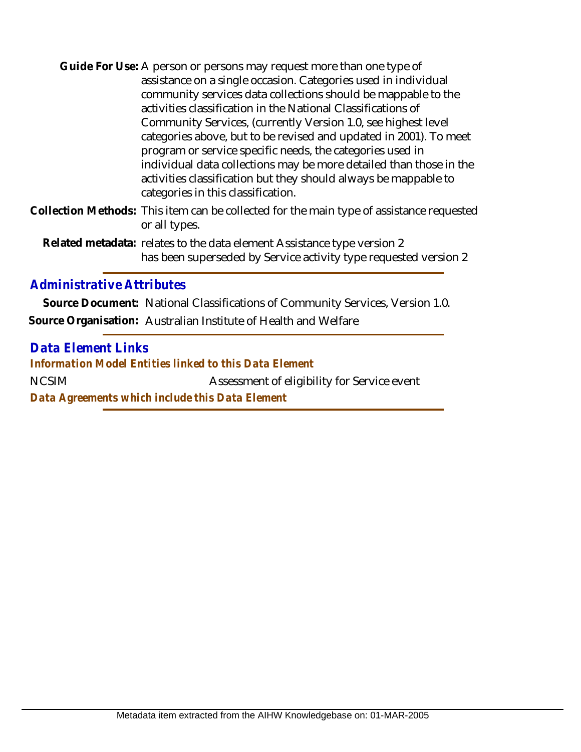**Guide For Use:** A person or persons may request more than one type of assistance on a single occasion. Categories used in individual community services data collections should be mappable to the activities classification in the National Classifications of Community Services, (currently Version 1.0, see highest level categories above, but to be revised and updated in 2001). To meet program or service specific needs, the categories used in individual data collections may be more detailed than those in the activities classification but they should always be mappable to categories in this classification.

**Collection Methods:** This item can be collected for the main type of assistance requested or all types.

**Related metadata:** relates to the data element Assistance type version 2
has been superseded by Service activity type requested version 2

## Administrative Attributes

**Source Document:** National Classifications of Community Services, Version 1.0.

**Source Organisation:** Australian Institute of Health and Welfare

## Data Element Links

### Information Model Entities linked to this Data Element

| | |
|---|---|
| NCSIM | Assessment of eligibility for Service event |

### Data Agreements which include this Data Element

Metadata item extracted from the AIHW Knowledgebase on: 01-MAR-2005